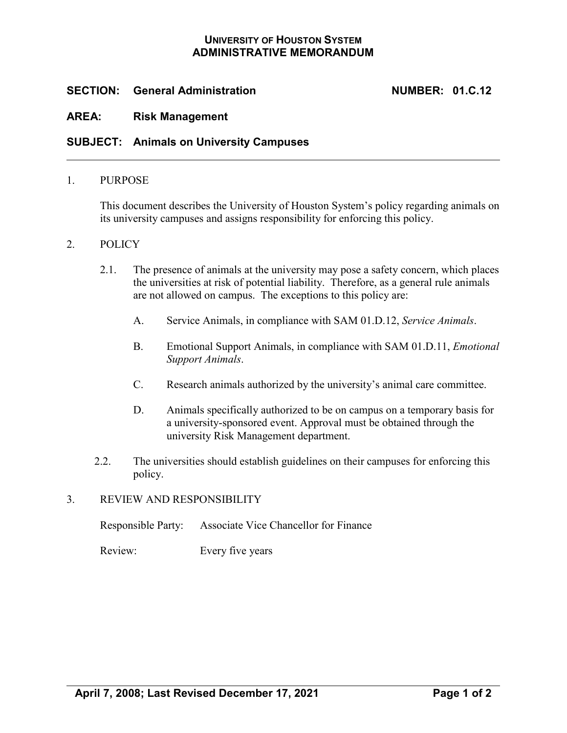**UNIVERSITY OF HOUSTON SYSTEM**
**ADMINISTRATIVE MEMORANDUM**

**SECTION: General Administration NUMBER: 01.C.12**

**AREA: Risk Management**

**SUBJECT: Animals on University Campuses**

---

1. PURPOSE

   This document describes the University of Houston System's policy regarding animals on its university campuses and assigns responsibility for enforcing this policy.

2. POLICY

   2.1. The presence of animals at the university may pose a safety concern, which places the universities at risk of potential liability. Therefore, as a general rule animals are not allowed on campus. The exceptions to this policy are:

      A. Service Animals, in compliance with SAM 01.D.12, *Service Animals*.

      B. Emotional Support Animals, in compliance with SAM 01.D.11, *Emotional Support Animals*.

      C. Research animals authorized by the university's animal care committee.

      D. Animals specifically authorized to be on campus on a temporary basis for a university-sponsored event. Approval must be obtained through the university Risk Management department.

   2.2. The universities should establish guidelines on their campuses for enforcing this policy.

3. REVIEW AND RESPONSIBILITY

   Responsible Party: Associate Vice Chancellor for Finance

   Review: Every five years

**April 7, 2008; Last Revised December 17, 2021**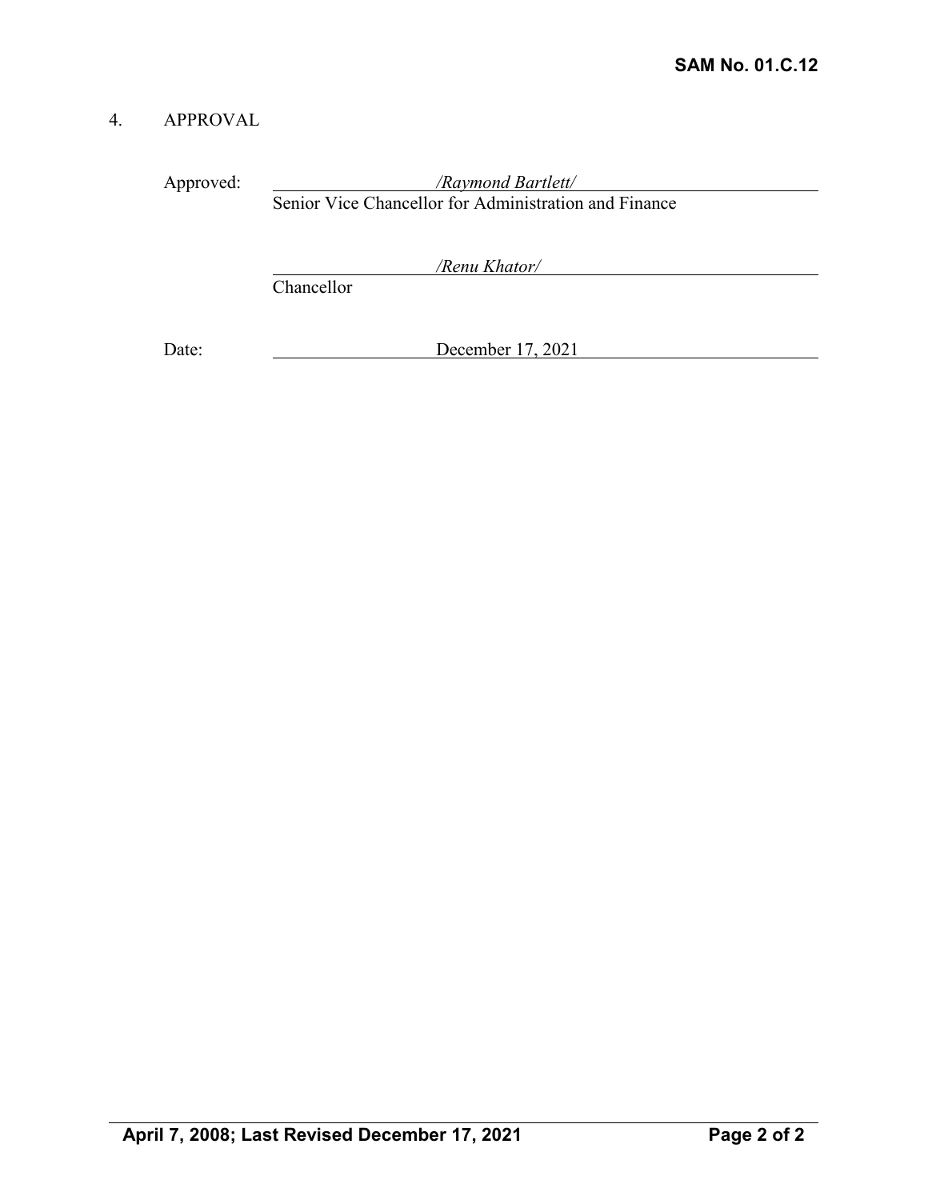4. APPROVAL

Approved: *Raymond Bartlett/*
Senior Vice Chancellor for Administration and Finance

*Renu Khator/*
Chancellor

Date: December 17, 2021

4. APPROVAL

Approved: */Raymond Bartlett/*
Senior Vice Chancellor for Administration and Finance

*/Renu Khator/*
Chancellor

Date: December 17, 2021